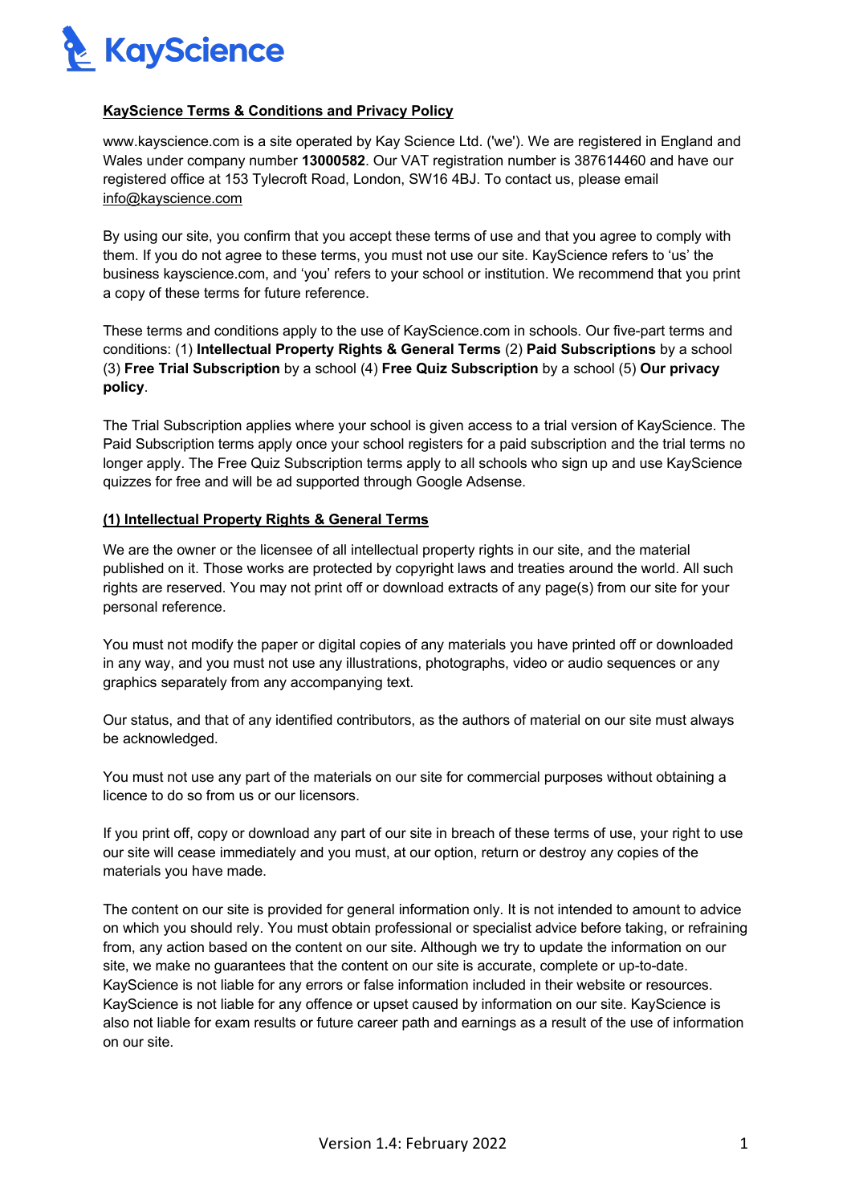KayScience

**KayScience Terms & Conditions and Privacy Policy**

www.kayscience.com is a site operated by Kay Science Ltd. ('we'). We are registered in England and Wales under company number **13000582**. Our VAT registration number is 387614460 and have our registered office at 153 Tylecroft Road, London, SW16 4BJ. To contact us, please email info@kayscience.com

By using our site, you confirm that you accept these terms of use and that you agree to comply with them. If you do not agree to these terms, you must not use our site. KayScience refers to 'us' the business kayscience.com, and 'you' refers to your school or institution. We recommend that you print a copy of these terms for future reference.

These terms and conditions apply to the use of KayScience.com in schools. Our five-part terms and conditions: (1) **Intellectual Property Rights & General Terms** (2) **Paid Subscriptions** by a school (3) **Free Trial Subscription** by a school (4) **Free Quiz Subscription** by a school (5) **Our privacy policy**.

The Trial Subscription applies where your school is given access to a trial version of KayScience. The Paid Subscription terms apply once your school registers for a paid subscription and the trial terms no longer apply. The Free Quiz Subscription terms apply to all schools who sign up and use KayScience quizzes for free and will be ad supported through Google Adsense.

**(1) Intellectual Property Rights & General Terms**

We are the owner or the licensee of all intellectual property rights in our site, and the material published on it. Those works are protected by copyright laws and treaties around the world. All such rights are reserved. You may not print off or download extracts of any page(s) from our site for your personal reference.

You must not modify the paper or digital copies of any materials you have printed off or downloaded in any way, and you must not use any illustrations, photographs, video or audio sequences or any graphics separately from any accompanying text.

Our status, and that of any identified contributors, as the authors of material on our site must always be acknowledged.

You must not use any part of the materials on our site for commercial purposes without obtaining a licence to do so from us or our licensors.

If you print off, copy or download any part of our site in breach of these terms of use, your right to use our site will cease immediately and you must, at our option, return or destroy any copies of the materials you have made.

The content on our site is provided for general information only. It is not intended to amount to advice on which you should rely. You must obtain professional or specialist advice before taking, or refraining from, any action based on the content on our site. Although we try to update the information on our site, we make no guarantees that the content on our site is accurate, complete or up-to-date. KayScience is not liable for any errors or false information included in their website or resources. KayScience is not liable for any offence or upset caused by information on our site. KayScience is also not liable for exam results or future career path and earnings as a result of the use of information on our site.

Version 1.4: February 2022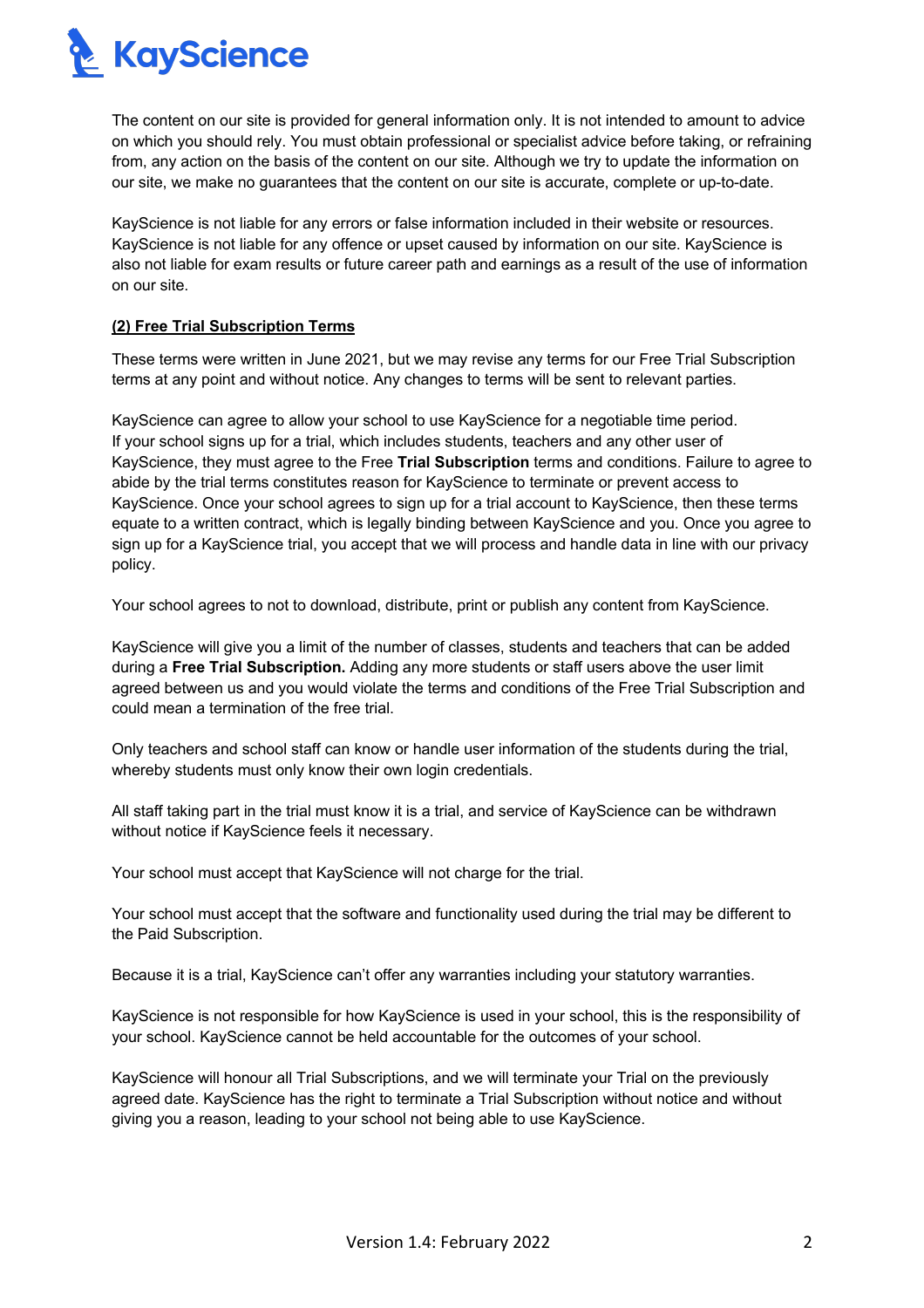The content on our site is provided for general information only. It is not intended to amount to advice on which you should rely. You must obtain professional or specialist advice before taking, or refraining from, any action on the basis of the content on our site. Although we try to update the information on our site, we make no guarantees that the content on our site is accurate, complete or up-to-date.

KayScience is not liable for any errors or false information included in their website or resources. KayScience is not liable for any offence or upset caused by information on our site. KayScience is also not liable for exam results or future career path and earnings as a result of the use of information on our site.

**(2) Free Trial Subscription Terms**

These terms were written in June 2021, but we may revise any terms for our Free Trial Subscription terms at any point and without notice. Any changes to terms will be sent to relevant parties.

KayScience can agree to allow your school to use KayScience for a negotiable time period. If your school signs up for a trial, which includes students, teachers and any other user of KayScience, they must agree to the Free **Trial Subscription** terms and conditions. Failure to agree to abide by the trial terms constitutes reason for KayScience to terminate or prevent access to KayScience. Once your school agrees to sign up for a trial account to KayScience, then these terms equate to a written contract, which is legally binding between KayScience and you. Once you agree to sign up for a KayScience trial, you accept that we will process and handle data in line with our privacy policy.

Your school agrees to not to download, distribute, print or publish any content from KayScience.

KayScience will give you a limit of the number of classes, students and teachers that can be added during a **Free Trial Subscription.** Adding any more students or staff users above the user limit agreed between us and you would violate the terms and conditions of the Free Trial Subscription and could mean a termination of the free trial.

Only teachers and school staff can know or handle user information of the students during the trial, whereby students must only know their own login credentials.

All staff taking part in the trial must know it is a trial, and service of KayScience can be withdrawn without notice if KayScience feels it necessary.

Your school must accept that KayScience will not charge for the trial.

Your school must accept that the software and functionality used during the trial may be different to the Paid Subscription.

Because it is a trial, KayScience can't offer any warranties including your statutory warranties.

KayScience is not responsible for how KayScience is used in your school, this is the responsibility of your school. KayScience cannot be held accountable for the outcomes of your school.

KayScience will honour all Trial Subscriptions, and we will terminate your Trial on the previously agreed date. KayScience has the right to terminate a Trial Subscription without notice and without giving you a reason, leading to your school not being able to use KayScience.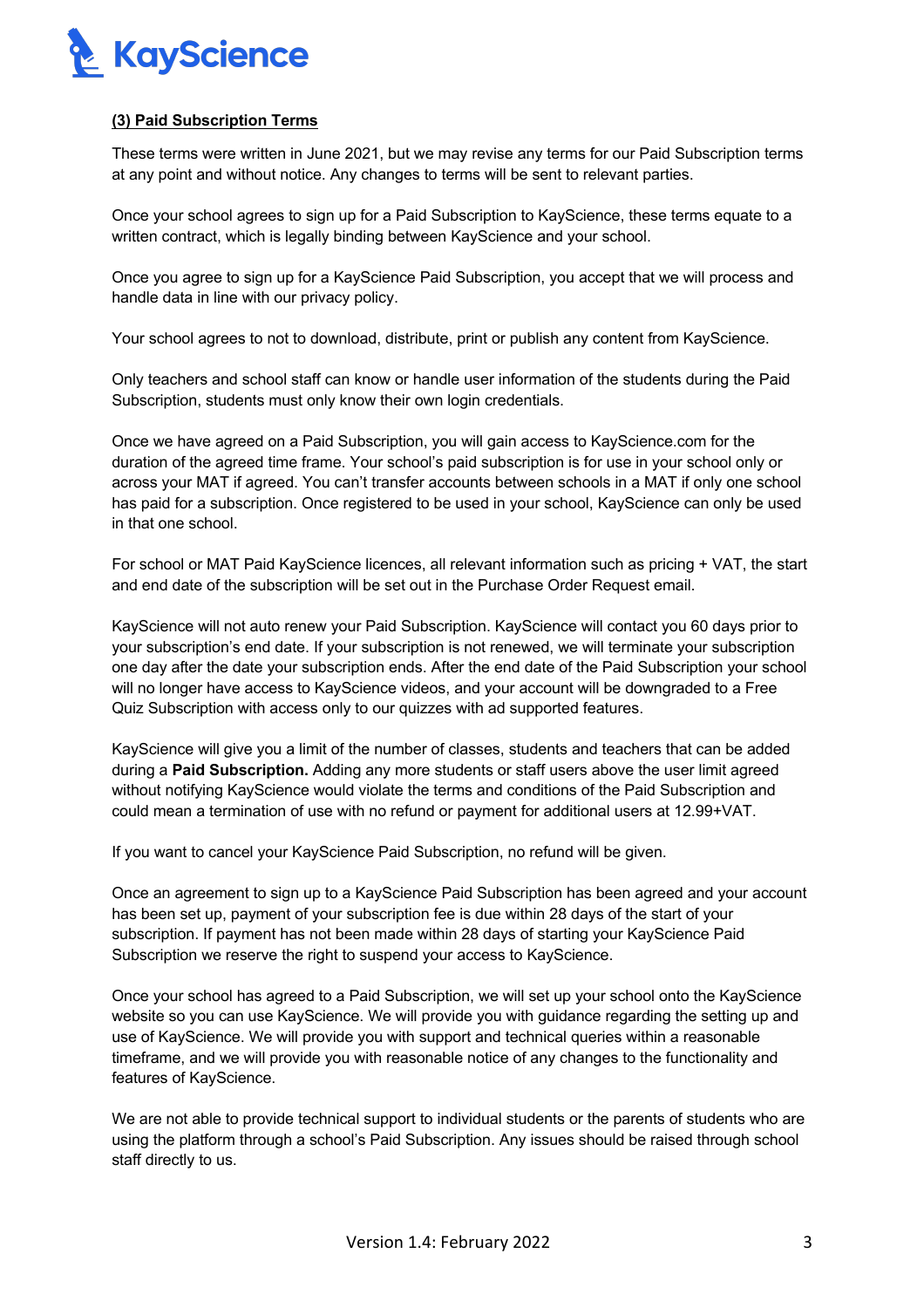**(3) Paid Subscription Terms**

These terms were written in June 2021, but we may revise any terms for our Paid Subscription terms at any point and without notice. Any changes to terms will be sent to relevant parties.

Once your school agrees to sign up for a Paid Subscription to KayScience, these terms equate to a written contract, which is legally binding between KayScience and your school.

Once you agree to sign up for a KayScience Paid Subscription, you accept that we will process and handle data in line with our privacy policy.

Your school agrees to not to download, distribute, print or publish any content from KayScience.

Only teachers and school staff can know or handle user information of the students during the Paid Subscription, students must only know their own login credentials.

Once we have agreed on a Paid Subscription, you will gain access to KayScience.com for the duration of the agreed time frame. Your school's paid subscription is for use in your school only or across your MAT if agreed. You can't transfer accounts between schools in a MAT if only one school has paid for a subscription. Once registered to be used in your school, KayScience can only be used in that one school.

For school or MAT Paid KayScience licences, all relevant information such as pricing + VAT, the start and end date of the subscription will be set out in the Purchase Order Request email.

KayScience will not auto renew your Paid Subscription. KayScience will contact you 60 days prior to your subscription's end date. If your subscription is not renewed, we will terminate your subscription one day after the date your subscription ends. After the end date of the Paid Subscription your school will no longer have access to KayScience videos, and your account will be downgraded to a Free Quiz Subscription with access only to our quizzes with ad supported features.

KayScience will give you a limit of the number of classes, students and teachers that can be added during a **Paid Subscription.** Adding any more students or staff users above the user limit agreed without notifying KayScience would violate the terms and conditions of the Paid Subscription and could mean a termination of use with no refund or payment for additional users at 12.99+VAT.

If you want to cancel your KayScience Paid Subscription, no refund will be given.

Once an agreement to sign up to a KayScience Paid Subscription has been agreed and your account has been set up, payment of your subscription fee is due within 28 days of the start of your subscription. If payment has not been made within 28 days of starting your KayScience Paid Subscription we reserve the right to suspend your access to KayScience.

Once your school has agreed to a Paid Subscription, we will set up your school onto the KayScience website so you can use KayScience. We will provide you with guidance regarding the setting up and use of KayScience. We will provide you with support and technical queries within a reasonable timeframe, and we will provide you with reasonable notice of any changes to the functionality and features of KayScience.

We are not able to provide technical support to individual students or the parents of students who are using the platform through a school's Paid Subscription. Any issues should be raised through school staff directly to us.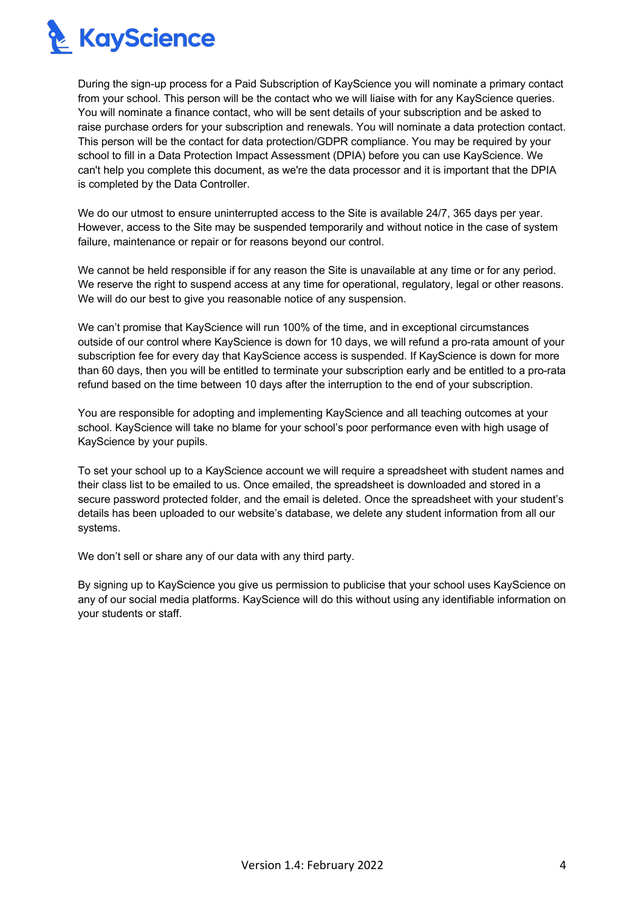During the sign-up process for a Paid Subscription of KayScience you will nominate a primary contact from your school. This person will be the contact who we will liaise with for any KayScience queries. You will nominate a finance contact, who will be sent details of your subscription and be asked to raise purchase orders for your subscription and renewals. You will nominate a data protection contact. This person will be the contact for data protection/GDPR compliance. You may be required by your school to fill in a Data Protection Impact Assessment (DPIA) before you can use KayScience. We can't help you complete this document, as we're the data processor and it is important that the DPIA is completed by the Data Controller.

We do our utmost to ensure uninterrupted access to the Site is available 24/7, 365 days per year. However, access to the Site may be suspended temporarily and without notice in the case of system failure, maintenance or repair or for reasons beyond our control.

We cannot be held responsible if for any reason the Site is unavailable at any time or for any period. We reserve the right to suspend access at any time for operational, regulatory, legal or other reasons. We will do our best to give you reasonable notice of any suspension.

We can't promise that KayScience will run 100% of the time, and in exceptional circumstances outside of our control where KayScience is down for 10 days, we will refund a pro-rata amount of your subscription fee for every day that KayScience access is suspended. If KayScience is down for more than 60 days, then you will be entitled to terminate your subscription early and be entitled to a pro-rata refund based on the time between 10 days after the interruption to the end of your subscription.

You are responsible for adopting and implementing KayScience and all teaching outcomes at your school. KayScience will take no blame for your school's poor performance even with high usage of KayScience by your pupils.

To set your school up to a KayScience account we will require a spreadsheet with student names and their class list to be emailed to us. Once emailed, the spreadsheet is downloaded and stored in a secure password protected folder, and the email is deleted. Once the spreadsheet with your student's details has been uploaded to our website's database, we delete any student information from all our systems.

We don't sell or share any of our data with any third party.

By signing up to KayScience you give us permission to publicise that your school uses KayScience on any of our social media platforms. KayScience will do this without using any identifiable information on your students or staff.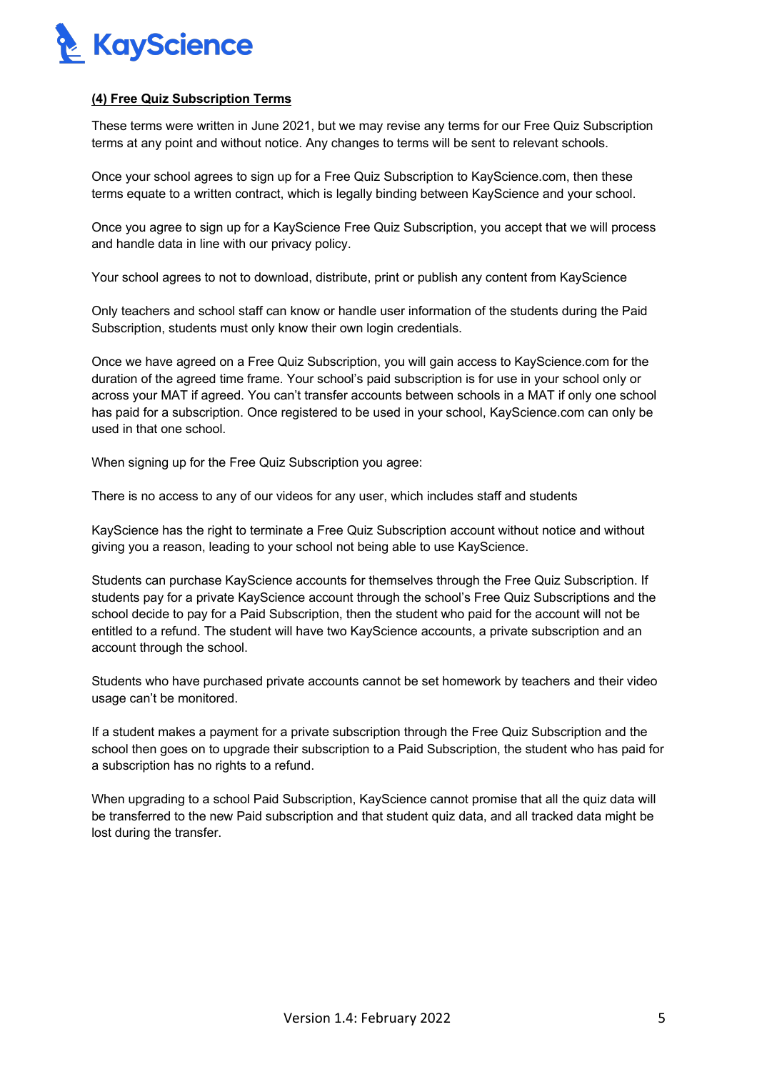**(4) Free Quiz Subscription Terms**

These terms were written in June 2021, but we may revise any terms for our Free Quiz Subscription terms at any point and without notice. Any changes to terms will be sent to relevant schools.

Once your school agrees to sign up for a Free Quiz Subscription to KayScience.com, then these terms equate to a written contract, which is legally binding between KayScience and your school.

Once you agree to sign up for a KayScience Free Quiz Subscription, you accept that we will process and handle data in line with our privacy policy.

Your school agrees to not to download, distribute, print or publish any content from KayScience

Only teachers and school staff can know or handle user information of the students during the Paid Subscription, students must only know their own login credentials.

Once we have agreed on a Free Quiz Subscription, you will gain access to KayScience.com for the duration of the agreed time frame. Your school's paid subscription is for use in your school only or across your MAT if agreed. You can't transfer accounts between schools in a MAT if only one school has paid for a subscription. Once registered to be used in your school, KayScience.com can only be used in that one school.

When signing up for the Free Quiz Subscription you agree:

There is no access to any of our videos for any user, which includes staff and students

KayScience has the right to terminate a Free Quiz Subscription account without notice and without giving you a reason, leading to your school not being able to use KayScience.

Students can purchase KayScience accounts for themselves through the Free Quiz Subscription. If students pay for a private KayScience account through the school's Free Quiz Subscriptions and the school decide to pay for a Paid Subscription, then the student who paid for the account will not be entitled to a refund. The student will have two KayScience accounts, a private subscription and an account through the school.

Students who have purchased private accounts cannot be set homework by teachers and their video usage can't be monitored.

If a student makes a payment for a private subscription through the Free Quiz Subscription and the school then goes on to upgrade their subscription to a Paid Subscription, the student who has paid for a subscription has no rights to a refund.

When upgrading to a school Paid Subscription, KayScience cannot promise that all the quiz data will be transferred to the new Paid subscription and that student quiz data, and all tracked data might be lost during the transfer.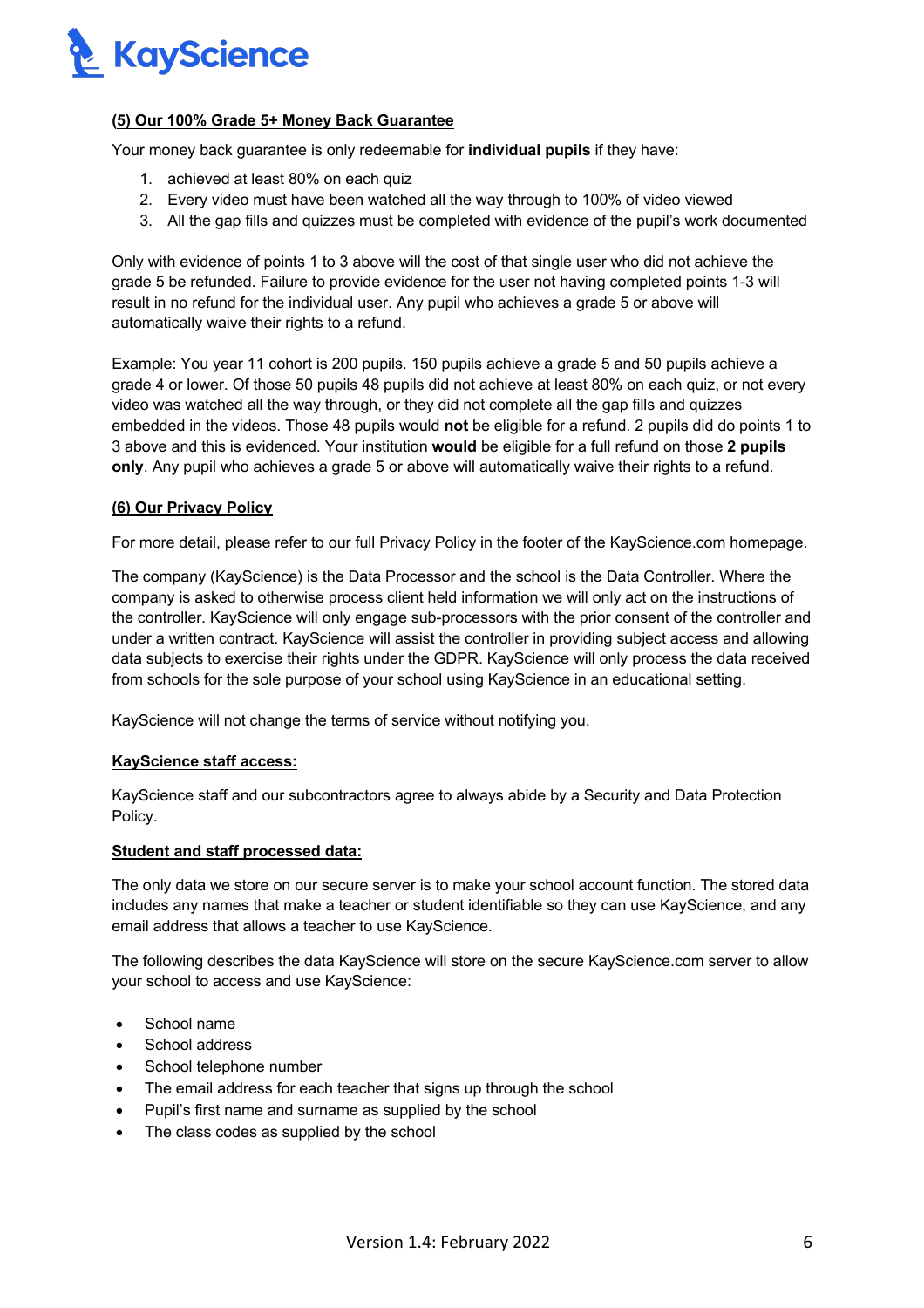### (5) Our 100% Grade 5+ Money Back Guarantee

Your money back guarantee is only redeemable for **individual pupils** if they have:

1. achieved at least 80% on each quiz
2. Every video must have been watched all the way through to 100% of video viewed
3. All the gap fills and quizzes must be completed with evidence of the pupil's work documented

Only with evidence of points 1 to 3 above will the cost of that single user who did not achieve the grade 5 be refunded. Failure to provide evidence for the user not having completed points 1-3 will result in no refund for the individual user. Any pupil who achieves a grade 5 or above will automatically waive their rights to a refund.

Example: You year 11 cohort is 200 pupils. 150 pupils achieve a grade 5 and 50 pupils achieve a grade 4 or lower. Of those 50 pupils 48 pupils did not achieve at least 80% on each quiz, or not every video was watched all the way through, or they did not complete all the gap fills and quizzes embedded in the videos. Those 48 pupils would **not** be eligible for a refund. 2 pupils did do points 1 to 3 above and this is evidenced. Your institution **would** be eligible for a full refund on those **2 pupils only**. Any pupil who achieves a grade 5 or above will automatically waive their rights to a refund.

### (6) Our Privacy Policy

For more detail, please refer to our full Privacy Policy in the footer of the KayScience.com homepage.

The company (KayScience) is the Data Processor and the school is the Data Controller. Where the company is asked to otherwise process client held information we will only act on the instructions of the controller. KayScience will only engage sub-processors with the prior consent of the controller and under a written contract. KayScience will assist the controller in providing subject access and allowing data subjects to exercise their rights under the GDPR. KayScience will only process the data received from schools for the sole purpose of your school using KayScience in an educational setting.

KayScience will not change the terms of service without notifying you.

#### KayScience staff access:

KayScience staff and our subcontractors agree to always abide by a Security and Data Protection Policy.

#### Student and staff processed data:

The only data we store on our secure server is to make your school account function. The stored data includes any names that make a teacher or student identifiable so they can use KayScience, and any email address that allows a teacher to use KayScience.

The following describes the data KayScience will store on the secure KayScience.com server to allow your school to access and use KayScience:

- School name
- School address
- School telephone number
- The email address for each teacher that signs up through the school
- Pupil's first name and surname as supplied by the school
- The class codes as supplied by the school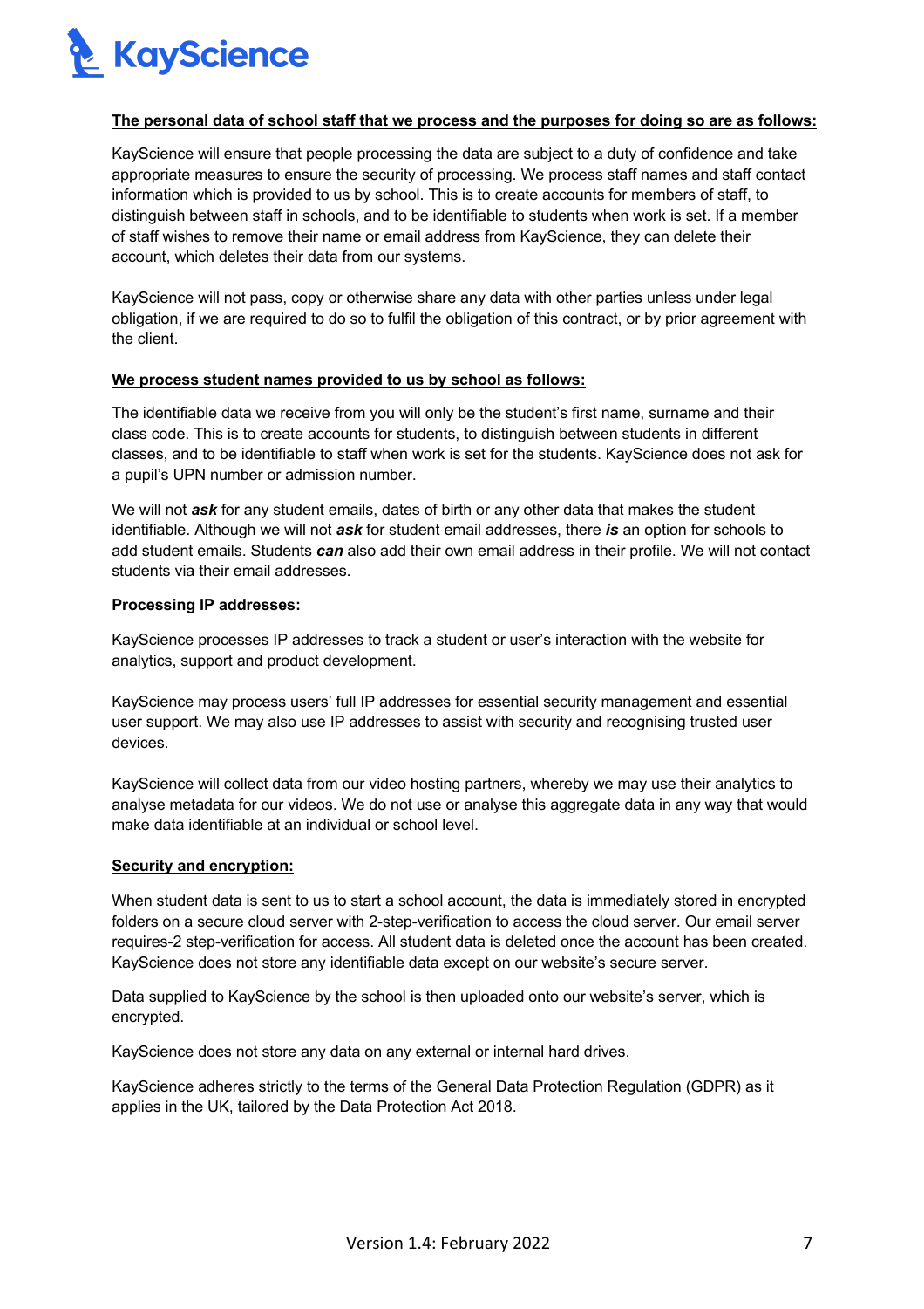**The personal data of school staff that we process and the purposes for doing so are as follows:**

KayScience will ensure that people processing the data are subject to a duty of confidence and take appropriate measures to ensure the security of processing. We process staff names and staff contact information which is provided to us by school. This is to create accounts for members of staff, to distinguish between staff in schools, and to be identifiable to students when work is set. If a member of staff wishes to remove their name or email address from KayScience, they can delete their account, which deletes their data from our systems.

KayScience will not pass, copy or otherwise share any data with other parties unless under legal obligation, if we are required to do so to fulfil the obligation of this contract, or by prior agreement with the client.

**We process student names provided to us by school as follows:**

The identifiable data we receive from you will only be the student's first name, surname and their class code. This is to create accounts for students, to distinguish between students in different classes, and to be identifiable to staff when work is set for the students. KayScience does not ask for a pupil's UPN number or admission number.

We will not ***ask*** for any student emails, dates of birth or any other data that makes the student identifiable. Although we will not ***ask*** for student email addresses, there ***is*** an option for schools to add student emails. Students ***can*** also add their own email address in their profile. We will not contact students via their email addresses.

**Processing IP addresses:**

KayScience processes IP addresses to track a student or user's interaction with the website for analytics, support and product development.

KayScience may process users' full IP addresses for essential security management and essential user support. We may also use IP addresses to assist with security and recognising trusted user devices.

KayScience will collect data from our video hosting partners, whereby we may use their analytics to analyse metadata for our videos. We do not use or analyse this aggregate data in any way that would make data identifiable at an individual or school level.

**Security and encryption:**

When student data is sent to us to start a school account, the data is immediately stored in encrypted folders on a secure cloud server with 2-step-verification to access the cloud server. Our email server requires-2 step-verification for access. All student data is deleted once the account has been created. KayScience does not store any identifiable data except on our website's secure server.

Data supplied to KayScience by the school is then uploaded onto our website's server, which is encrypted.

KayScience does not store any data on any external or internal hard drives.

KayScience adheres strictly to the terms of the General Data Protection Regulation (GDPR) as it applies in the UK, tailored by the Data Protection Act 2018.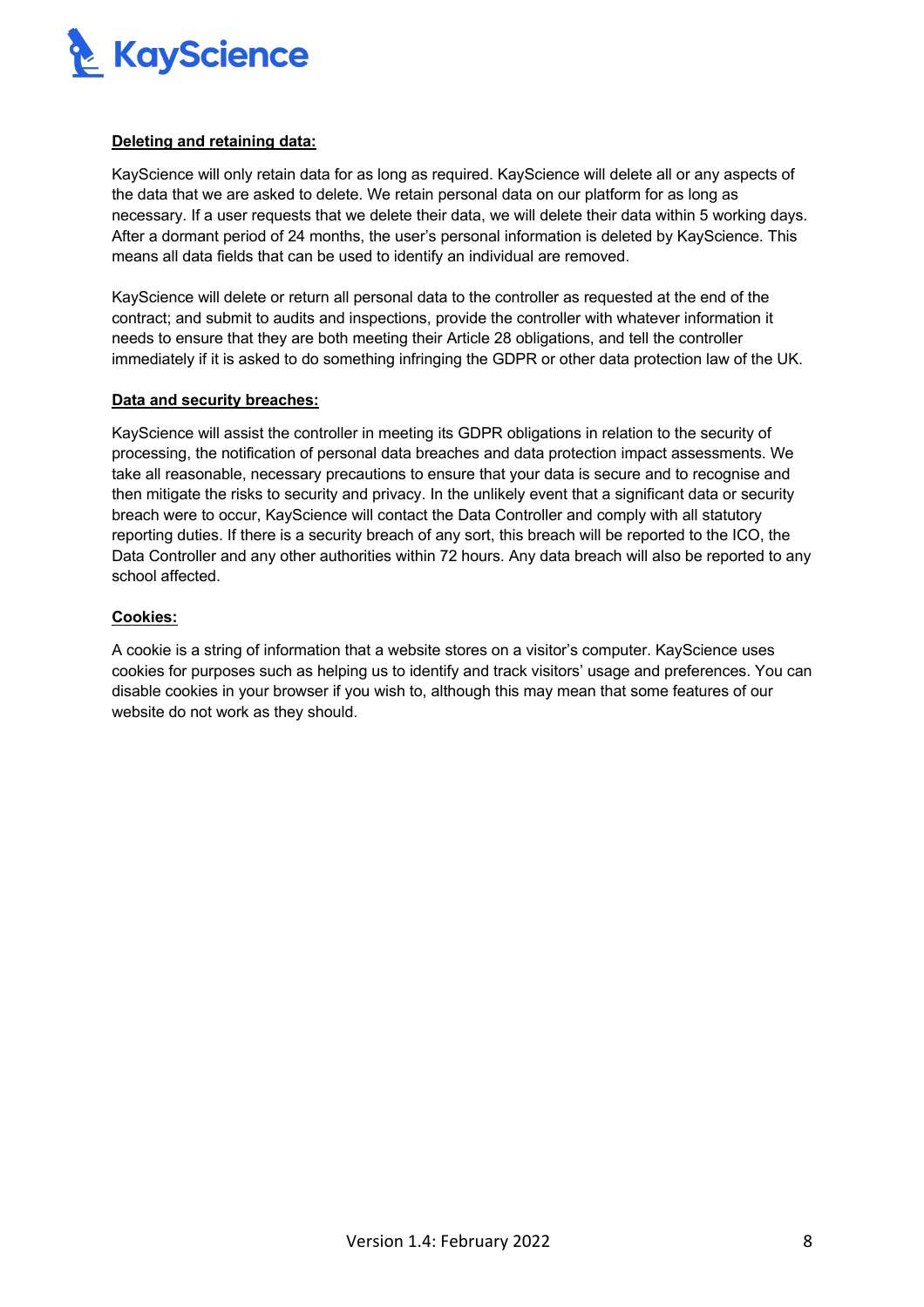**Deleting and retaining data:**

KayScience will only retain data for as long as required. KayScience will delete all or any aspects of the data that we are asked to delete. We retain personal data on our platform for as long as necessary. If a user requests that we delete their data, we will delete their data within 5 working days. After a dormant period of 24 months, the user's personal information is deleted by KayScience. This means all data fields that can be used to identify an individual are removed.

KayScience will delete or return all personal data to the controller as requested at the end of the contract; and submit to audits and inspections, provide the controller with whatever information it needs to ensure that they are both meeting their Article 28 obligations, and tell the controller immediately if it is asked to do something infringing the GDPR or other data protection law of the UK.

**Data and security breaches:**

KayScience will assist the controller in meeting its GDPR obligations in relation to the security of processing, the notification of personal data breaches and data protection impact assessments. We take all reasonable, necessary precautions to ensure that your data is secure and to recognise and then mitigate the risks to security and privacy. In the unlikely event that a significant data or security breach were to occur, KayScience will contact the Data Controller and comply with all statutory reporting duties. If there is a security breach of any sort, this breach will be reported to the ICO, the Data Controller and any other authorities within 72 hours. Any data breach will also be reported to any school affected.

**Cookies:**

A cookie is a string of information that a website stores on a visitor's computer. KayScience uses cookies for purposes such as helping us to identify and track visitors' usage and preferences. You can disable cookies in your browser if you wish to, although this may mean that some features of our website do not work as they should.